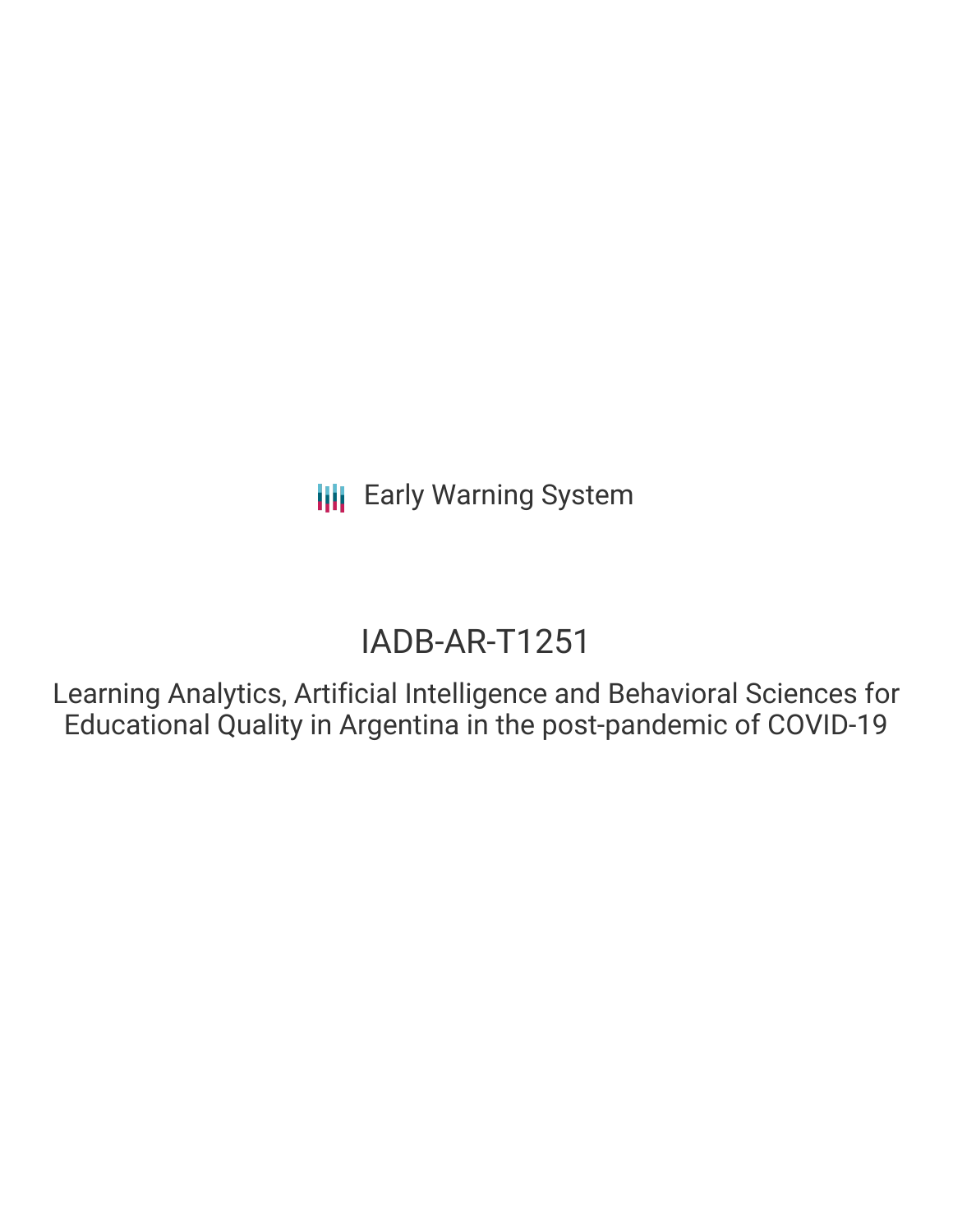Early Warning System

# IADB-AR-T1251

## Learning Analytics, Artificial Intelligence and Behavioral Sciences for Educational Quality in Argentina in the post-pandemic of COVID-19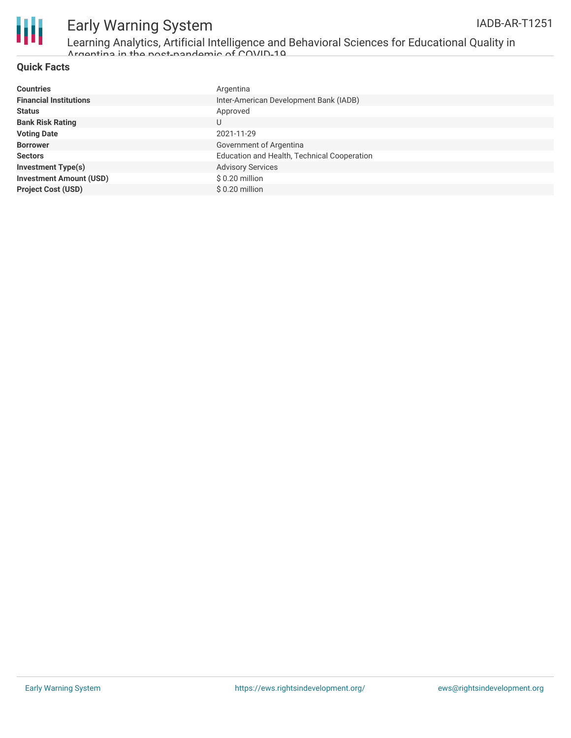## Quick Facts

| | |
|---|---|
| **Countries** | Argentina |
| **Financial Institutions** | Inter-American Development Bank (IADB) |
| **Status** | Approved |
| **Bank Risk Rating** | U |
| **Voting Date** | 2021-11-29 |
| **Borrower** | Government of Argentina |
| **Sectors** | Education and Health, Technical Cooperation |
| **Investment Type(s)** | Advisory Services |
| **Investment Amount (USD)** | $ 0.20 million |
| **Project Cost (USD)** | $ 0.20 million |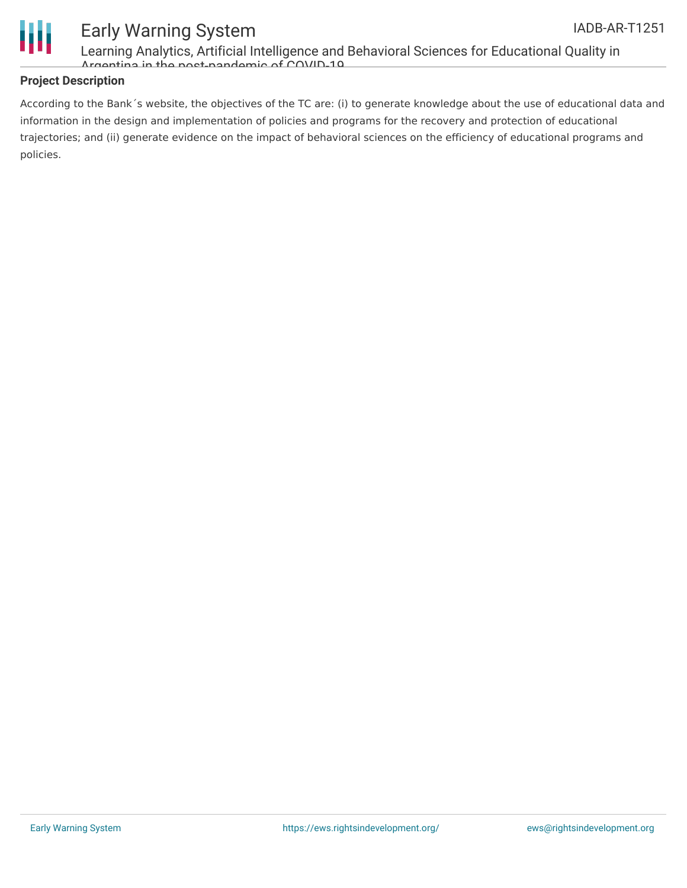## Project Description

According to the Bank´s website, the objectives of the TC are: (i) to generate knowledge about the use of educational data and information in the design and implementation of policies and programs for the recovery and protection of educational trajectories; and (ii) generate evidence on the impact of behavioral sciences on the efficiency of educational programs and policies.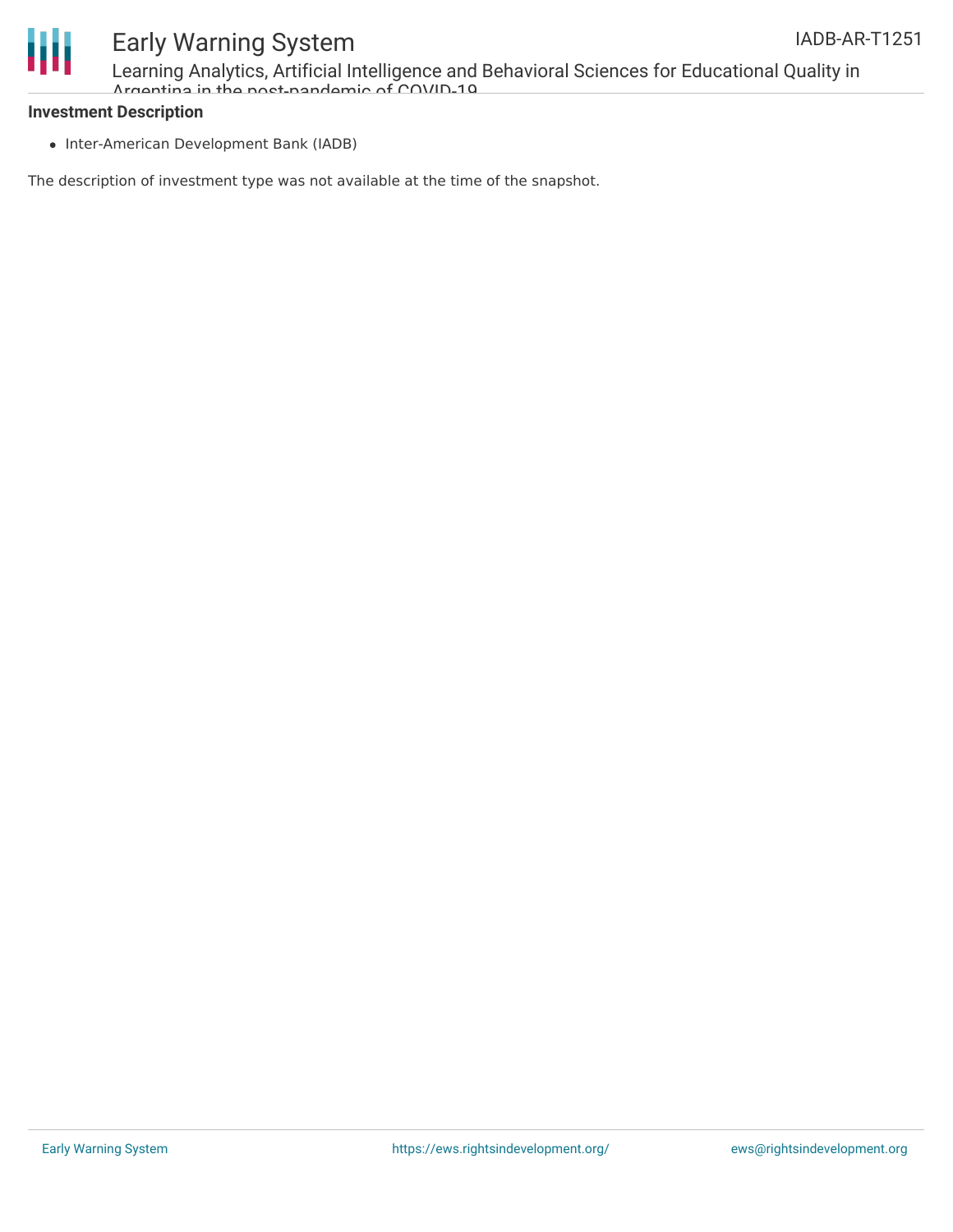**Investment Description**

- Inter-American Development Bank (IADB)

The description of investment type was not available at the time of the snapshot.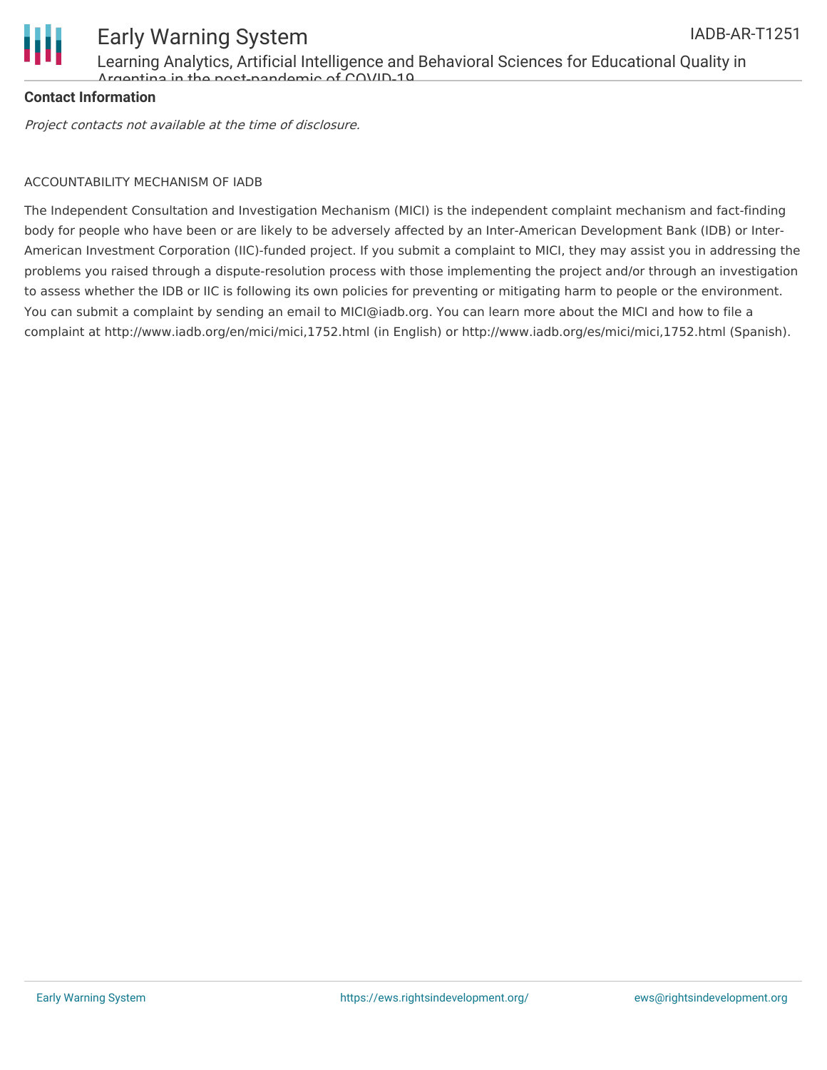**Contact Information**

*Project contacts not available at the time of disclosure.*

ACCOUNTABILITY MECHANISM OF IADB

The Independent Consultation and Investigation Mechanism (MICI) is the independent complaint mechanism and fact-finding body for people who have been or are likely to be adversely affected by an Inter-American Development Bank (IDB) or Inter-American Investment Corporation (IIC)-funded project. If you submit a complaint to MICI, they may assist you in addressing the problems you raised through a dispute-resolution process with those implementing the project and/or through an investigation to assess whether the IDB or IIC is following its own policies for preventing or mitigating harm to people or the environment. You can submit a complaint by sending an email to MICI@iadb.org. You can learn more about the MICI and how to file a complaint at http://www.iadb.org/en/mici/mici,1752.html (in English) or http://www.iadb.org/es/mici/mici,1752.html (Spanish).